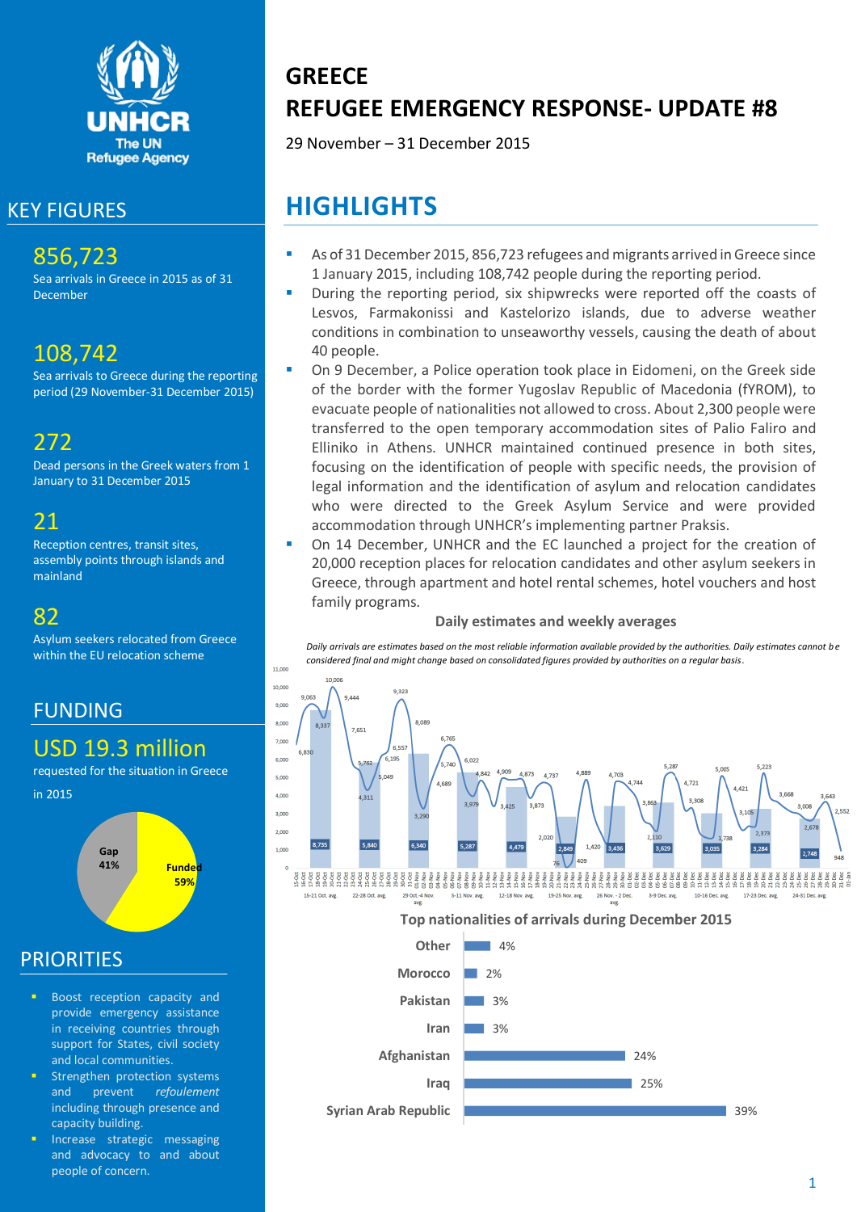# GREECE

# REFUGEE EMERGENCY RESPONSE- UPDATE #8

29 November – 31 December 2015

## KEY FIGURES

**856,723**
Sea arrivals in Greece in 2015 as of 31 December

**108,742**
Sea arrivals to Greece during the reporting period (29 November-31 December 2015)

**272**
Dead persons in the Greek waters from 1 January to 31 December 2015

**21**
Reception centres, transit sites, assembly points through islands and mainland

**82**
Asylum seekers relocated from Greece within the EU relocation scheme

## FUNDING

**USD 19.3 million**
requested for the situation in Greece in 2015

Gap 41%
Funded 59%

## PRIORITIES

- Boost reception capacity and provide emergency assistance in receiving countries through support for States, civil society and local communities.
- Strengthen protection systems and prevent *refoulement* including through presence and capacity building.
- Increase strategic messaging and advocacy to and about people of concern.

## HIGHLIGHTS

- As of 31 December 2015, 856,723 refugees and migrants arrived in Greece since 1 January 2015, including 108,742 people during the reporting period.
- During the reporting period, six shipwrecks were reported off the coasts of Lesvos, Farmakonissi and Kastelorizo islands, due to adverse weather conditions in combination to unseaworthy vessels, causing the death of about 40 people.
- On 9 December, a Police operation took place in Eidomeni, on the Greek side of the border with the former Yugoslav Republic of Macedonia (fYROM), to evacuate people of nationalities not allowed to cross. About 2,300 people were transferred to the open temporary accommodation sites of Palio Faliro and Elliniko in Athens. UNHCR maintained continued presence in both sites, focusing on the identification of people with specific needs, the provision of legal information and the identification of asylum and relocation candidates who were directed to the Greek Asylum Service and were provided accommodation through UNHCR's implementing partner Praksis.
- On 14 December, UNHCR and the EC launched a project for the creation of 20,000 reception places for relocation candidates and other asylum seekers in Greece, through apartment and hotel rental schemes, hotel vouchers and host family programs.

**Daily estimates and weekly averages**

*Daily arrivals are estimates based on the most reliable information available provided by the authorities. Daily estimates cannot be considered final and might change based on consolidated figures provided by authorities on a regular basis.*

| Week | Weekly average |
|---|---|
| 15-21 Oct. avg. | 8,735 |
| 22-28 Oct. avg. | 5,840 |
| 29 Oct.-4 Nov. avg. | 6,340 |
| 5-11 Nov. avg. | 5,287 |
| 12-18 Nov. avg. | 4,479 |
| 19-25 Nov. avg. | 2,849 |
| 26 Nov. - 2 Dec. avg. | 3,436 |
| 3-9 Dec. avg. | 3,629 |
| 10-16 Dec. avg. | 3,035 |
| 17-23 Dec. avg. | 3,284 |
| 24-31 Dec. avg. | 2,748 |

**Top nationalities of arrivals during December 2015**

| Nationality | % |
|---|---|
| Syrian Arab Republic | 39% |
| Iraq | 25% |
| Afghanistan | 24% |
| Iran | 3% |
| Pakistan | 3% |
| Morocco | 2% |
| Other | 4% |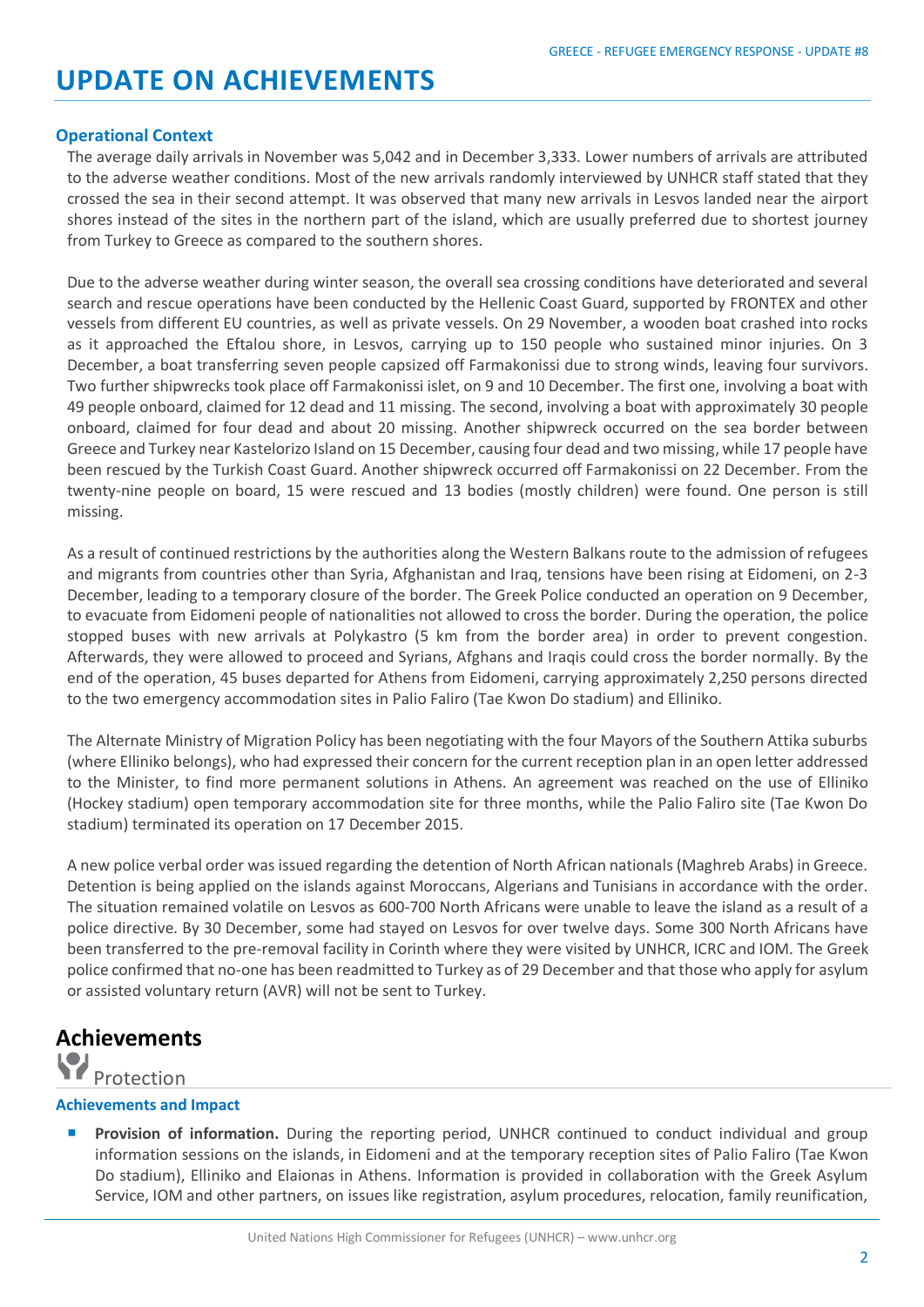# UPDATE ON ACHIEVEMENTS

### Operational Context

The average daily arrivals in November was 5,042 and in December 3,333. Lower numbers of arrivals are attributed to the adverse weather conditions. Most of the new arrivals randomly interviewed by UNHCR staff stated that they crossed the sea in their second attempt. It was observed that many new arrivals in Lesvos landed near the airport shores instead of the sites in the northern part of the island, which are usually preferred due to shortest journey from Turkey to Greece as compared to the southern shores.

Due to the adverse weather during winter season, the overall sea crossing conditions have deteriorated and several search and rescue operations have been conducted by the Hellenic Coast Guard, supported by FRONTEX and other vessels from different EU countries, as well as private vessels. On 29 November, a wooden boat crashed into rocks as it approached the Eftalou shore, in Lesvos, carrying up to 150 people who sustained minor injuries. On 3 December, a boat transferring seven people capsized off Farmakonissi due to strong winds, leaving four survivors. Two further shipwrecks took place off Farmakonissi islet, on 9 and 10 December. The first one, involving a boat with 49 people onboard, claimed for 12 dead and 11 missing. The second, involving a boat with approximately 30 people onboard, claimed for four dead and about 20 missing. Another shipwreck occurred on the sea border between Greece and Turkey near Kastelorizo Island on 15 December, causing four dead and two missing, while 17 people have been rescued by the Turkish Coast Guard. Another shipwreck occurred off Farmakonissi on 22 December. From the twenty-nine people on board, 15 were rescued and 13 bodies (mostly children) were found. One person is still missing.

As a result of continued restrictions by the authorities along the Western Balkans route to the admission of refugees and migrants from countries other than Syria, Afghanistan and Iraq, tensions have been rising at Eidomeni, on 2-3 December, leading to a temporary closure of the border. The Greek Police conducted an operation on 9 December, to evacuate from Eidomeni people of nationalities not allowed to cross the border. During the operation, the police stopped buses with new arrivals at Polykastro (5 km from the border area) in order to prevent congestion. Afterwards, they were allowed to proceed and Syrians, Afghans and Iraqis could cross the border normally. By the end of the operation, 45 buses departed for Athens from Eidomeni, carrying approximately 2,250 persons directed to the two emergency accommodation sites in Palio Faliro (Tae Kwon Do stadium) and Elliniko.

The Alternate Ministry of Migration Policy has been negotiating with the four Mayors of the Southern Attika suburbs (where Elliniko belongs), who had expressed their concern for the current reception plan in an open letter addressed to the Minister, to find more permanent solutions in Athens. An agreement was reached on the use of Elliniko (Hockey stadium) open temporary accommodation site for three months, while the Palio Faliro (Tae Kwon Do stadium) terminated its operation on 17 December 2015.

A new police verbal order was issued regarding the detention of North African nationals (Maghreb Arabs) in Greece. Detention is being applied on the islands against Moroccans, Algerians and Tunisians in accordance with the order. The situation remained volatile on Lesvos as 600-700 North Africans were unable to leave the island as a result of a police directive. By 30 December, some had stayed on Lesvos for over twelve days. Some 300 North Africans have been transferred to the pre-removal facility in Corinth where they were visited by UNHCR, ICRC and IOM. The Greek police confirmed that no-one has been readmitted to Turkey as of 29 December and that those who apply for asylum or assisted voluntary return (AVR) will not be sent to Turkey.

## Achievements

### Protection

#### Achievements and Impact

- **Provision of information.** During the reporting period, UNHCR continued to conduct individual and group information sessions on the islands, in Eidomeni and at the temporary reception sites of Palio Faliro (Tae Kwon Do stadium), Elliniko and Elaionas in Athens. Information is provided in collaboration with the Greek Asylum Service, IOM and other partners, on issues like registration, asylum procedures, relocation, family reunification,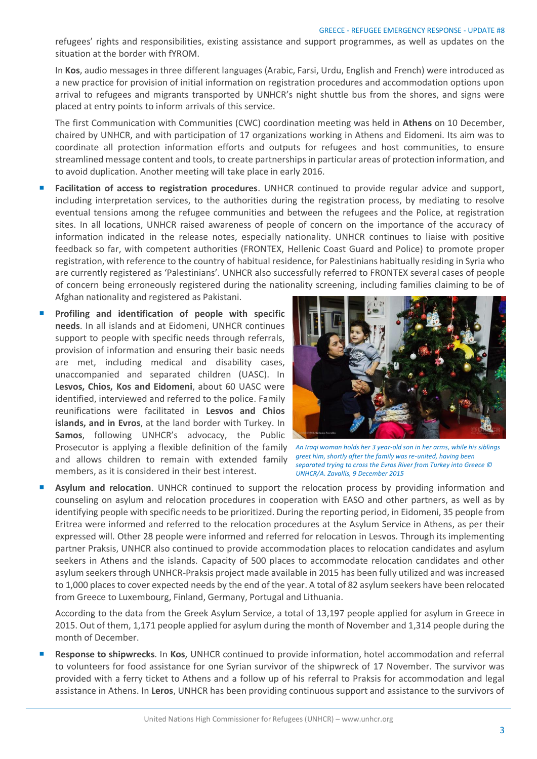refugees' rights and responsibilities, existing assistance and support programmes, as well as updates on the situation at the border with fYROM.

In **Kos**, audio messages in three different languages (Arabic, Farsi, Urdu, English and French) were introduced as a new practice for provision of initial information on registration procedures and accommodation options upon arrival to refugees and migrants transported by UNHCR's night shuttle bus from the shores, and signs were placed at entry points to inform arrivals of this service.

The first Communication with Communities (CWC) coordination meeting was held in **Athens** on 10 December, chaired by UNHCR, and with participation of 17 organizations working in Athens and Eidomeni. Its aim was to coordinate all protection information efforts and outputs for refugees and host communities, to ensure streamlined message content and tools, to create partnerships in particular areas of protection information, and to avoid duplication. Another meeting will take place in early 2016.

- **Facilitation of access to registration procedures**. UNHCR continued to provide regular advice and support, including interpretation services, to the authorities during the registration process, by mediating to resolve eventual tensions among the refugee communities and between the refugees and the Police, at registration sites. In all locations, UNHCR raised awareness of people of concern on the importance of the accuracy of information indicated in the release notes, especially nationality. UNHCR continues to liaise with positive feedback so far, with competent authorities (FRONTEX, Hellenic Coast Guard and Police) to promote proper registration, with reference to the country of habitual residence, for Palestinians habitually residing in Syria who are currently registered as 'Palestinians'. UNHCR also successfully referred to FRONTEX several cases of people of concern being erroneously registered during the nationality screening, including families claiming to be of Afghan nationality and registered as Pakistani.

- **Profiling and identification of people with specific needs**. In all islands and at Eidomeni, UNHCR continues support to people with specific needs through referrals, provision of information and ensuring their basic needs are met, including medical and disability cases, unaccompanied and separated children (UASC). In **Lesvos, Chios, Kos and Eidomeni**, about 60 UASC were identified, interviewed and referred to the police. Family reunifications were facilitated in **Lesvos and Chios islands, and in Evros**, at the land border with Turkey. In **Samos**, following UNHCR's advocacy, the Public Prosecutor is applying a flexible definition of the family and allows children to remain with extended family members, as it is considered in their best interest.

*An Iraqi woman holds her 3 year-old son in her arms, while his siblings greet him, shortly after the family was re-united, having been separated trying to cross the Evros River from Turkey into Greece © UNHCR/A. Zavallis, 9 December 2015*

- **Asylum and relocation**. UNHCR continued to support the relocation process by providing information and counseling on asylum and relocation procedures in cooperation with EASO and other partners, as well as by identifying people with specific needs to be prioritized. During the reporting period, in Eidomeni, 35 people from Eritrea were informed and referred to the relocation procedures at the Asylum Service in Athens, as per their expressed will. Other 28 people were informed and referred for relocation in Lesvos. Through its implementing partner Praksis, UNHCR also continued to provide accommodation places to relocation candidates and asylum seekers in Athens and the islands. Capacity of 500 places to accommodate relocation candidates and other asylum seekers through UNHCR-Praksis project made available in 2015 has been fully utilized and was increased to 1,000 places to cover expected needs by the end of the year. A total of 82 asylum seekers have been relocated from Greece to Luxembourg, Finland, Germany, Portugal and Lithuania.

  According to the data from the Greek Asylum Service, a total of 13,197 people applied for asylum in Greece in 2015. Out of them, 1,171 people applied for asylum during the month of November and 1,314 people during the month of December.

- **Response to shipwrecks**. In **Kos**, UNHCR continued to provide information, hotel accommodation and referral to volunteers for food assistance for one Syrian survivor of the shipwreck of 17 November. The survivor was provided with a ferry ticket to Athens and a follow up of his referral to Praksis for accommodation and legal assistance in Athens. In **Leros**, UNHCR has been providing continuous support and assistance to the survivors of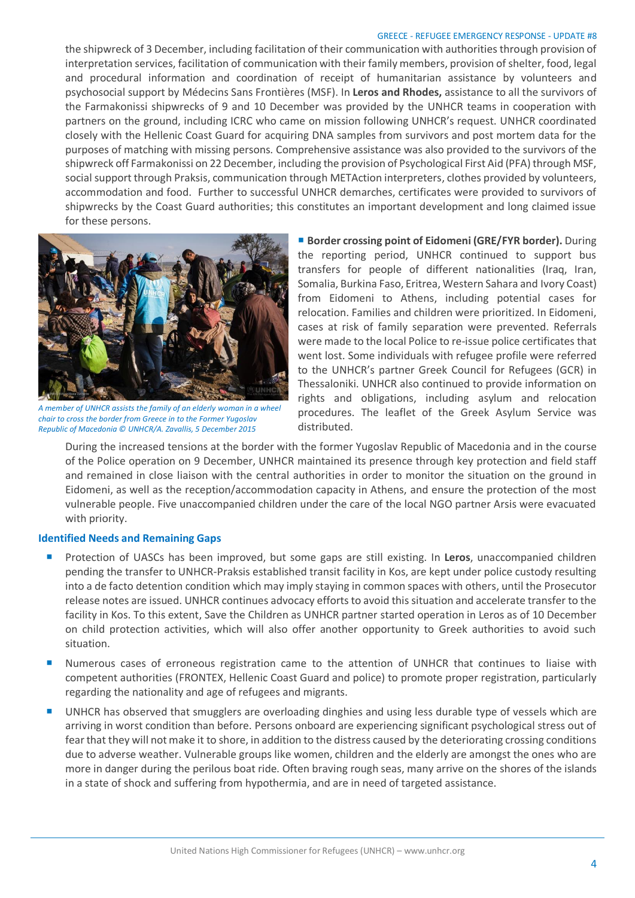the shipwreck of 3 December, including facilitation of their communication with authorities through provision of interpretation services, facilitation of communication with their family members, provision of shelter, food, legal and procedural information and coordination of receipt of humanitarian assistance by volunteers and psychosocial support by Médecins Sans Frontières (MSF). In **Leros and Rhodes,** assistance to all the survivors of the Farmakonissi shipwrecks of 9 and 10 December was provided by the UNHCR teams in cooperation with partners on the ground, including ICRC who came on mission following UNHCR's request. UNHCR coordinated closely with the Hellenic Coast Guard for acquiring DNA samples from survivors and post mortem data for the purposes of matching with missing persons. Comprehensive assistance was also provided to the survivors of the shipwreck off Farmakonissi on 22 December, including the provision of Psychological First Aid (PFA) through MSF, social support through Praksis, communication through METAction interpreters, clothes provided by volunteers, accommodation and food. Further to successful UNHCR demarches, certificates were provided to survivors of shipwrecks by the Coast Guard authorities; this constitutes an important development and long claimed issue for these persons.

*A member of UNHCR assists the family of an elderly woman in a wheel chair to cross the border from Greece in to the Former Yugoslav Republic of Macedonia © UNHCR/A. Zavallis, 5 December 2015*

- **Border crossing point of Eidomeni (GRE/FYR border).** During the reporting period, UNHCR continued to support bus transfers for people of different nationalities (Iraq, Iran, Somalia, Burkina Faso, Eritrea, Western Sahara and Ivory Coast) from Eidomeni to Athens, including potential cases for relocation. Families and children were prioritized. In Eidomeni, cases at risk of family separation were prevented. Referrals were made to the local Police to re-issue police certificates that went lost. Some individuals with refugee profile were referred to the UNHCR's partner Greek Council for Refugees (GCR) in Thessaloniki. UNHCR also continued to provide information on rights and obligations, including asylum and relocation procedures. The leaflet of the Greek Asylum Service was distributed.

During the increased tensions at the border with the former Yugoslav Republic of Macedonia and in the course of the Police operation on 9 December, UNHCR maintained its presence through key protection and field staff and remained in close liaison with the central authorities in order to monitor the situation on the ground in Eidomeni, as well as the reception/accommodation capacity in Athens, and ensure the protection of the most vulnerable people. Five unaccompanied children under the care of the local NGO partner Arsis were evacuated with priority.

### Identified Needs and Remaining Gaps

- Protection of UASCs has been improved, but some gaps are still existing. In **Leros**, unaccompanied children pending the transfer to UNHCR-Praksis established transit facility in Kos, are kept under police custody resulting into a de facto detention condition which may imply staying in common spaces with others, until the Prosecutor release notes are issued. UNHCR continues advocacy efforts to avoid this situation and accelerate transfer to the facility in Kos. To this extent, Save the Children as UNHCR partner started operation in Leros as of 10 December on child protection activities, which will also offer another opportunity to Greek authorities to avoid such situation.
- Numerous cases of erroneous registration came to the attention of UNHCR that continues to liaise with competent authorities (FRONTEX, Hellenic Coast Guard and police) to promote proper registration, particularly regarding the nationality and age of refugees and migrants.
- UNHCR has observed that smugglers are overloading dinghies and using less durable type of vessels which are arriving in worst condition than before. Persons onboard are experiencing significant psychological stress out of fear that they will not make it to shore, in addition to the distress caused by the deteriorating crossing conditions due to adverse weather. Vulnerable groups like women, children and the elderly are amongst the ones who are more in danger during the perilous boat ride. Often braving rough seas, many arrive on the shores of the islands in a state of shock and suffering from hypothermia, and are in need of targeted assistance.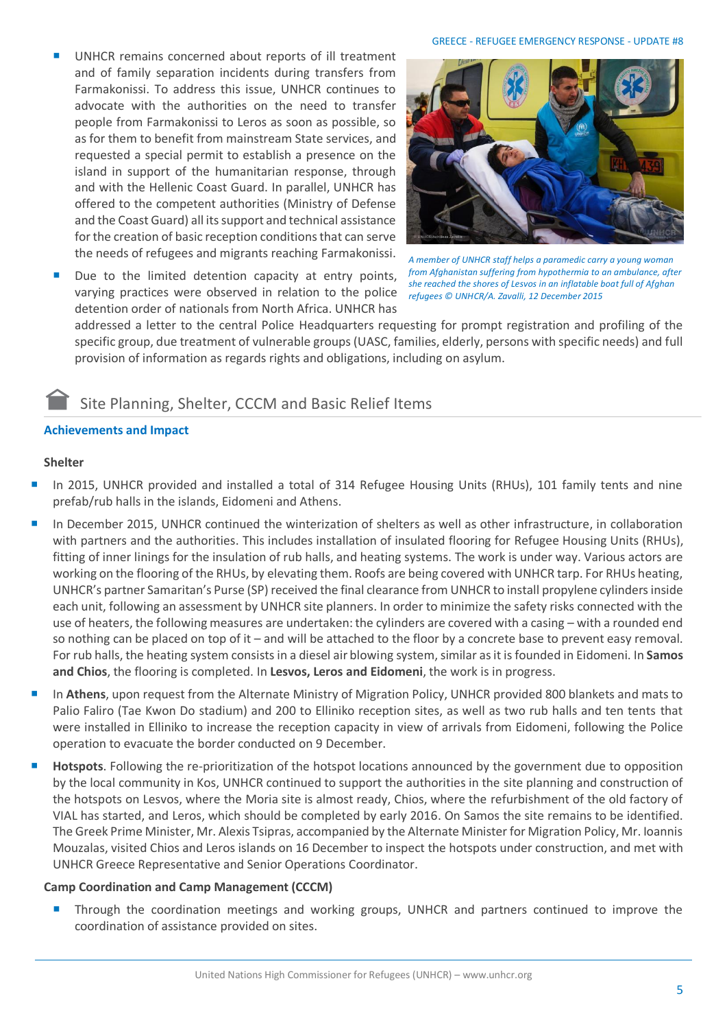- UNHCR remains concerned about reports of ill treatment and of family separation incidents during transfers from Farmakonissi. To address this issue, UNHCR continues to advocate with the authorities on the need to transfer people from Farmakonissi to Leros as soon as possible, so as for them to benefit from mainstream State services, and requested a special permit to establish a presence on the island in support of the humanitarian response, through and with the Hellenic Coast Guard. In parallel, UNHCR has offered to the competent authorities (Ministry of Defense and the Coast Guard) all its support and technical assistance for the creation of basic reception conditions that can serve the needs of refugees and migrants reaching Farmakonissi.
- Due to the limited detention capacity at entry points, varying practices were observed in relation to the police detention order of nationals from North Africa. UNHCR has addressed a letter to the central Police Headquarters requesting for prompt registration and profiling of the specific group, due treatment of vulnerable groups (UASC, families, elderly, persons with specific needs) and full provision of information as regards rights and obligations, including on asylum.

*A member of UNHCR staff helps a paramedic carry a young woman from Afghanistan suffering from hypothermia to an ambulance, after she reached the shores of Lesvos in an inflatable boat full of Afghan refugees © UNHCR/A. Zavalli, 12 December 2015*

## Site Planning, Shelter, CCCM and Basic Relief Items

### Achievements and Impact

**Shelter**

- In 2015, UNHCR provided and installed a total of 314 Refugee Housing Units (RHUs), 101 family tents and nine prefab/rub halls in the islands, Eidomeni and Athens.
- In December 2015, UNHCR continued the winterization of shelters as well as other infrastructure, in collaboration with partners and the authorities. This includes installation of insulated flooring for Refugee Housing Units (RHUs), fitting of inner linings for the insulation of rub halls, and heating systems. The work is under way. Various actors are working on the flooring of the RHUs, by elevating them. Roofs are being covered with UNHCR tarp. For RHUs heating, UNHCR's partner Samaritan's Purse (SP) received the final clearance from UNHCR to install propylene cylinders inside each unit, following an assessment by UNHCR site planners. In order to minimize the safety risks connected with the use of heaters, the following measures are undertaken: the cylinders are covered with a casing – with a rounded end so nothing can be placed on top of it – and will be attached to the floor by a concrete base to prevent easy removal. For rub halls, the heating system consists in a diesel air blowing system, similar as it is founded in Eidomeni. In **Samos and Chios**, the flooring is completed. In **Lesvos, Leros and Eidomeni**, the work is in progress.
- In **Athens**, upon request from the Alternate Ministry of Migration Policy, UNHCR provided 800 blankets and mats to Palio Faliro (Tae Kwon Do stadium) and 200 to Elliniko reception sites, as well as two rub halls and ten tents that were installed in Elliniko to increase the reception capacity in view of arrivals from Eidomeni, following the Police operation to evacuate the border conducted on 9 December.
- **Hotspots**. Following the re-prioritization of the hotspot locations announced by the government due to opposition by the local community in Kos, UNHCR continued to support the authorities in the site planning and construction of the hotspots on Lesvos, where the Moria site is almost ready, Chios, where the refurbishment of the old factory of VIAL has started, and Leros, which should be completed by early 2016. On Samos the site remains to be identified. The Greek Prime Minister, Mr. Alexis Tsipras, accompanied by the Alternate Minister for Migration Policy, Mr. Ioannis Mouzalas, visited Chios and Leros islands on 16 December to inspect the hotspots under construction, and met with UNHCR Greece Representative and Senior Operations Coordinator.

**Camp Coordination and Camp Management (CCCM)**

- Through the coordination meetings and working groups, UNHCR and partners continued to improve the coordination of assistance provided on sites.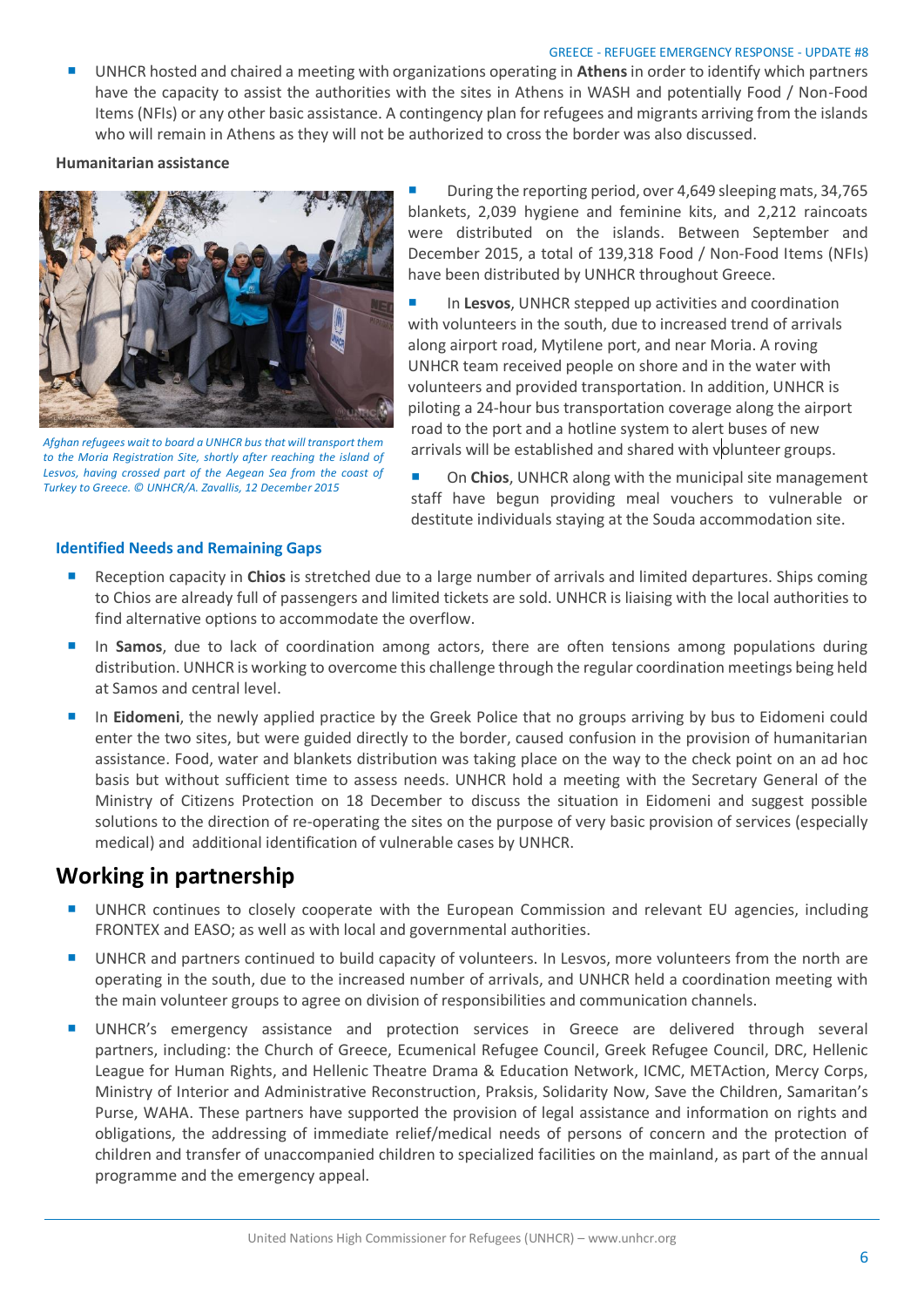- UNHCR hosted and chaired a meeting with organizations operating in **Athens** in order to identify which partners have the capacity to assist the authorities with the sites in Athens in WASH and potentially Food / Non-Food Items (NFIs) or any other basic assistance. A contingency plan for refugees and migrants arriving from the islands who will remain in Athens as they will not be authorized to cross the border was also discussed.

**Humanitarian assistance**

*Afghan refugees wait to board a UNHCR bus that will transport them to the Moria Registration Site, shortly after reaching the island of Lesvos, having crossed part of the Aegean Sea from the coast of Turkey to Greece. © UNHCR/A. Zavallis, 12 December 2015*

- During the reporting period, over 4,649 sleeping mats, 34,765 blankets, 2,039 hygiene and feminine kits, and 2,212 raincoats were distributed on the islands. Between September and December 2015, a total of 139,318 Food / Non-Food Items (NFIs) have been distributed by UNHCR throughout Greece.
- In **Lesvos**, UNHCR stepped up activities and coordination with volunteers in the south, due to increased trend of arrivals along airport road, Mytilene port, and near Moria. A roving UNHCR team received people on shore and in the water with volunteers and provided transportation. In addition, UNHCR is piloting a 24-hour bus transportation coverage along the airport road to the port and a hotline system to alert buses of new arrivals will be established and shared with volunteer groups.
- On **Chios**, UNHCR along with the municipal site management staff have begun providing meal vouchers to vulnerable or destitute individuals staying at the Souda accommodation site.

**Identified Needs and Remaining Gaps**

- Reception capacity in **Chios** is stretched due to a large number of arrivals and limited departures. Ships coming to Chios are already full of passengers and limited tickets are sold. UNHCR is liaising with the local authorities to find alternative options to accommodate the overflow.
- In **Samos**, due to lack of coordination among actors, there are often tensions among populations during distribution. UNHCR is working to overcome this challenge through the regular coordination meetings being held at Samos and central level.
- In **Eidomeni**, the newly applied practice by the Greek Police that no groups arriving by bus to Eidomeni could enter the two sites, but were guided directly to the border, caused confusion in the provision of humanitarian assistance. Food, water and blankets distribution was taking place on the way to the check point on an ad hoc basis but without sufficient time to assess needs. UNHCR hold a meeting with the Secretary General of the Ministry of Citizens Protection on 18 December to discuss the situation in Eidomeni and suggest possible solutions to the direction of re-operating the sites on the purpose of very basic provision of services (especially medical) and additional identification of vulnerable cases by UNHCR.

## Working in partnership

- UNHCR continues to closely cooperate with the European Commission and relevant EU agencies, including FRONTEX and EASO; as well as with local and governmental authorities.
- UNHCR and partners continued to build capacity of volunteers. In Lesvos, more volunteers from the north are operating in the south, due to the increased number of arrivals, and UNHCR held a coordination meeting with the main volunteer groups to agree on division of responsibilities and communication channels.
- UNHCR's emergency assistance and protection services in Greece are delivered through several partners, including: the Church of Greece, Ecumenical Refugee Council, Greek Refugee Council, DRC, Hellenic League for Human Rights, and Hellenic Theatre Drama & Education Network, ICMC, METAction, Mercy Corps, Ministry of Interior and Administrative Reconstruction, Praksis, Solidarity Now, Save the Children, Samaritan's Purse, WAHA. These partners have supported the provision of legal assistance and information on rights and obligations, the addressing of immediate relief/medical needs of persons of concern and the protection of children and transfer of unaccompanied children to specialized facilities on the mainland, as part of the annual programme and the emergency appeal.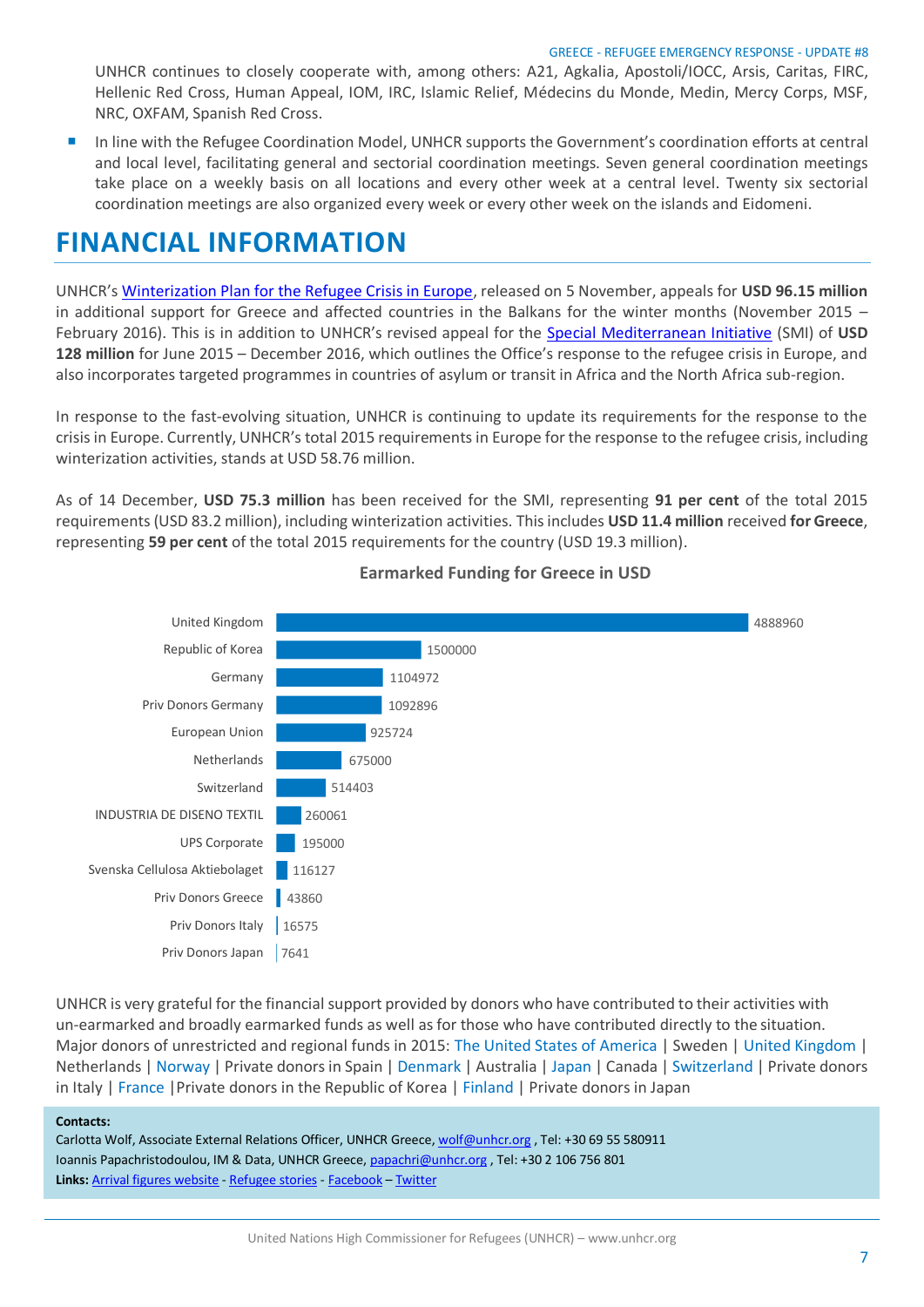UNHCR continues to closely cooperate with, among others: A21, Agkalia, Apostoli/IOCC, Arsis, Caritas, FIRC, Hellenic Red Cross, Human Appeal, IOM, IRC, Islamic Relief, Médecins du Monde, Medin, Mercy Corps, MSF, NRC, OXFAM, Spanish Red Cross.

- In line with the Refugee Coordination Model, UNHCR supports the Government's coordination efforts at central and local level, facilitating general and sectorial coordination meetings. Seven general coordination meetings take place on a weekly basis on all locations and every other week at a central level. Twenty six sectorial coordination meetings are also organized every week or every other week on the islands and Eidomeni.

# FINANCIAL INFORMATION

UNHCR's Winterization Plan for the Refugee Crisis in Europe, released on 5 November, appeals for **USD 96.15 million** in additional support for Greece and affected countries in the Balkans for the winter months (November 2015 – February 2016). This is in addition to UNHCR's revised appeal for the Special Mediterranean Initiative (SMI) of **USD 128 million** for June 2015 – December 2016, which outlines the Office's response to the refugee crisis in Europe, and also incorporates targeted programmes in countries of asylum or transit in Africa and the North Africa sub-region.

In response to the fast-evolving situation, UNHCR is continuing to update its requirements for the response to the crisis in Europe. Currently, UNHCR's total 2015 requirements in Europe for the response to the refugee crisis, including winterization activities, stands at USD 58.76 million.

As of 14 December, **USD 75.3 million** has been received for the SMI, representing **91 per cent** of the total 2015 requirements (USD 83.2 million), including winterization activities. This includes **USD 11.4 million** received **for Greece**, representing **59 per cent** of the total 2015 requirements for the country (USD 19.3 million).

**Earmarked Funding for Greece in USD**

United Kingdom 4888960
Republic of Korea 1500000
Germany 1104972
Priv Donors Germany 1092896
European Union 925724
Netherlands 675000
Switzerland 514403
INDUSTRIA DE DISENO TEXTIL 260061
UPS Corporate 195000
Svenska Cellulosa Aktiebolaget 116127
Priv Donors Greece 43860
Priv Donors Italy 16575
Priv Donors Japan 7641

UNHCR is very grateful for the financial support provided by donors who have contributed to their activities with un-earmarked and broadly earmarked funds as well as for those who have contributed directly to the situation. Major donors of unrestricted and regional funds in 2015: The United States of America | Sweden | United Kingdom | Netherlands | Norway | Private donors in Spain | Denmark | Australia | Japan | Canada | Switzerland | Private donors in Italy | France | Private donors in the Republic of Korea | Finland | Private donors in Japan

**Contacts:**
Carlotta Wolf, Associate External Relations Officer, UNHCR Greece, wolf@unhcr.org , Tel: +30 69 55 580911
Ioannis Papachristodoulou, IM & Data, UNHCR Greece, papachri@unhcr.org , Tel: +30 2 106 756 801
**Links:** Arrival figures website - Refugee stories - Facebook – Twitter